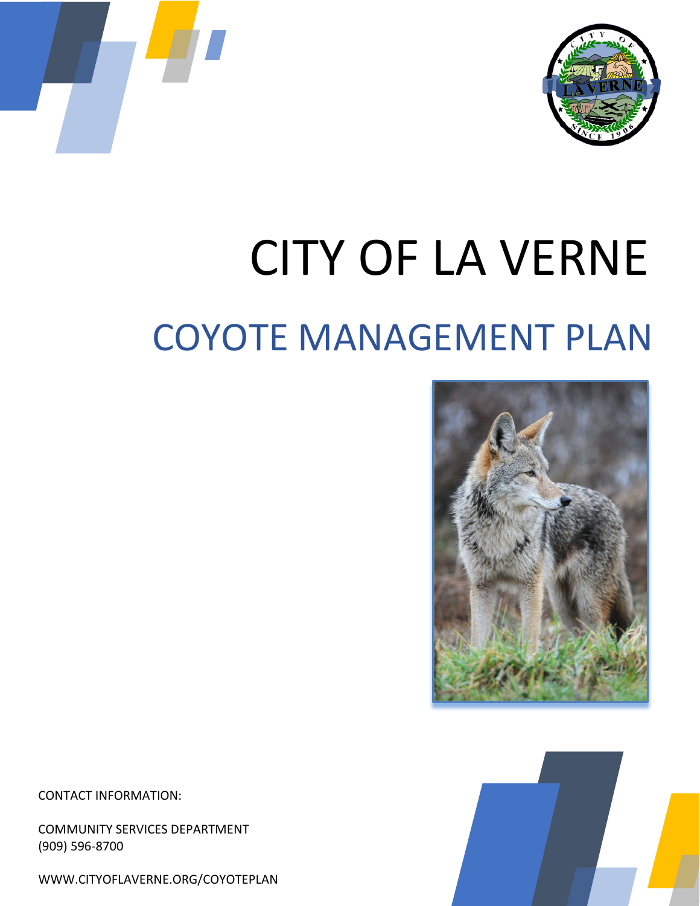# CITY OF LA VERNE

## COYOTE MANAGEMENT PLAN

CONTACT INFORMATION:

COMMUNITY SERVICES DEPARTMENT
(909) 596-8700

WWW.CITYOFLAVERNE.ORG/COYOTEPLAN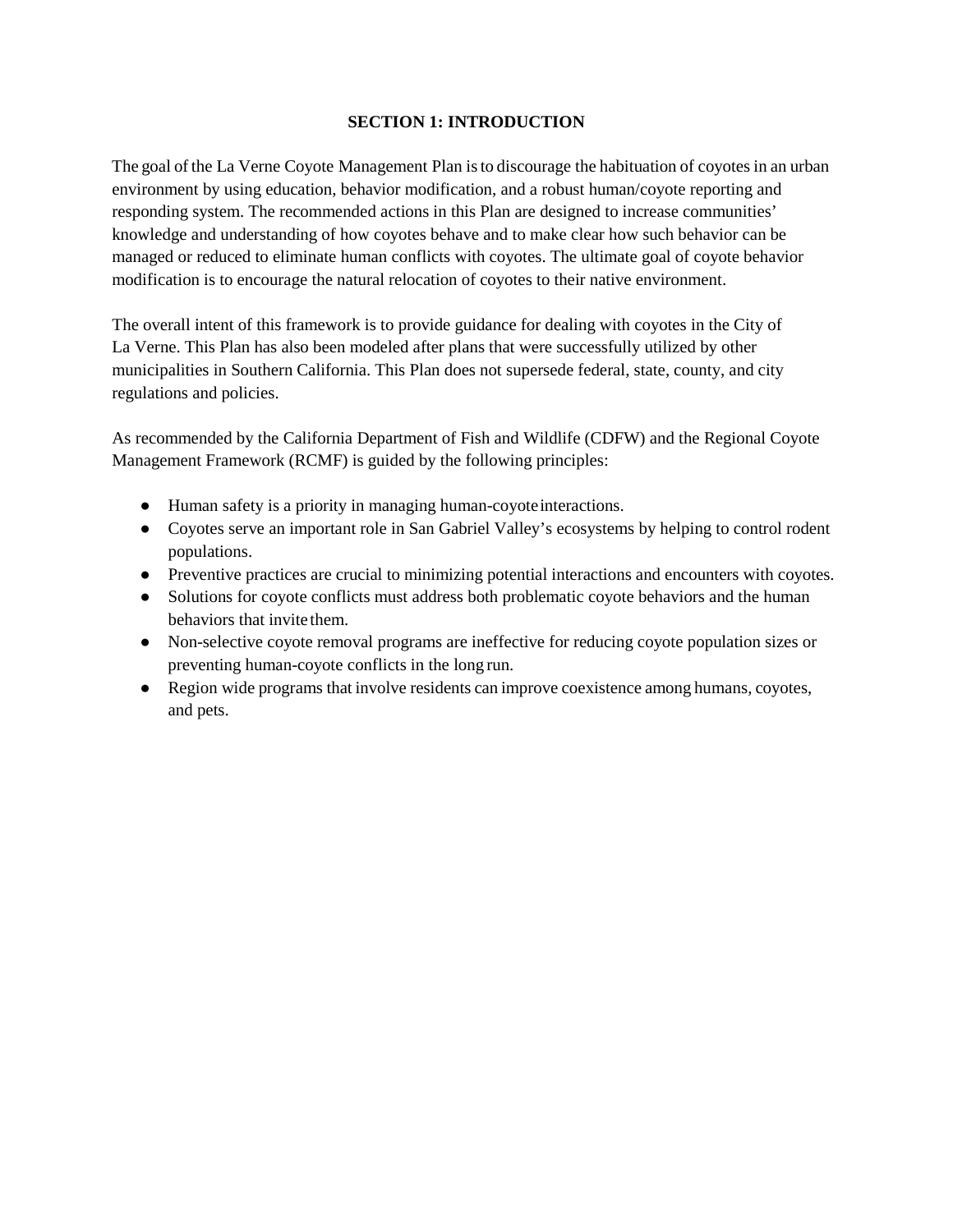# SECTION 1: INTRODUCTION

The goal of the La Verne Coyote Management Plan is to discourage the habituation of coyotes in an urban environment by using education, behavior modification, and a robust human/coyote reporting and responding system. The recommended actions in this Plan are designed to increase communities' knowledge and understanding of how coyotes behave and to make clear how such behavior can be managed or reduced to eliminate human conflicts with coyotes. The ultimate goal of coyote behavior modification is to encourage the natural relocation of coyotes to their native environment.

The overall intent of this framework is to provide guidance for dealing with coyotes in the City of La Verne. This Plan has also been modeled after plans that were successfully utilized by other municipalities in Southern California. This Plan does not supersede federal, state, county, and city regulations and policies.

As recommended by the California Department of Fish and Wildlife (CDFW) and the Regional Coyote Management Framework (RCMF) is guided by the following principles:

- Human safety is a priority in managing human-coyote interactions.
- Coyotes serve an important role in San Gabriel Valley's ecosystems by helping to control rodent populations.
- Preventive practices are crucial to minimizing potential interactions and encounters with coyotes.
- Solutions for coyote conflicts must address both problematic coyote behaviors and the human behaviors that invite them.
- Non-selective coyote removal programs are ineffective for reducing coyote population sizes or preventing human-coyote conflicts in the long run.
- Region wide programs that involve residents can improve coexistence among humans, coyotes, and pets.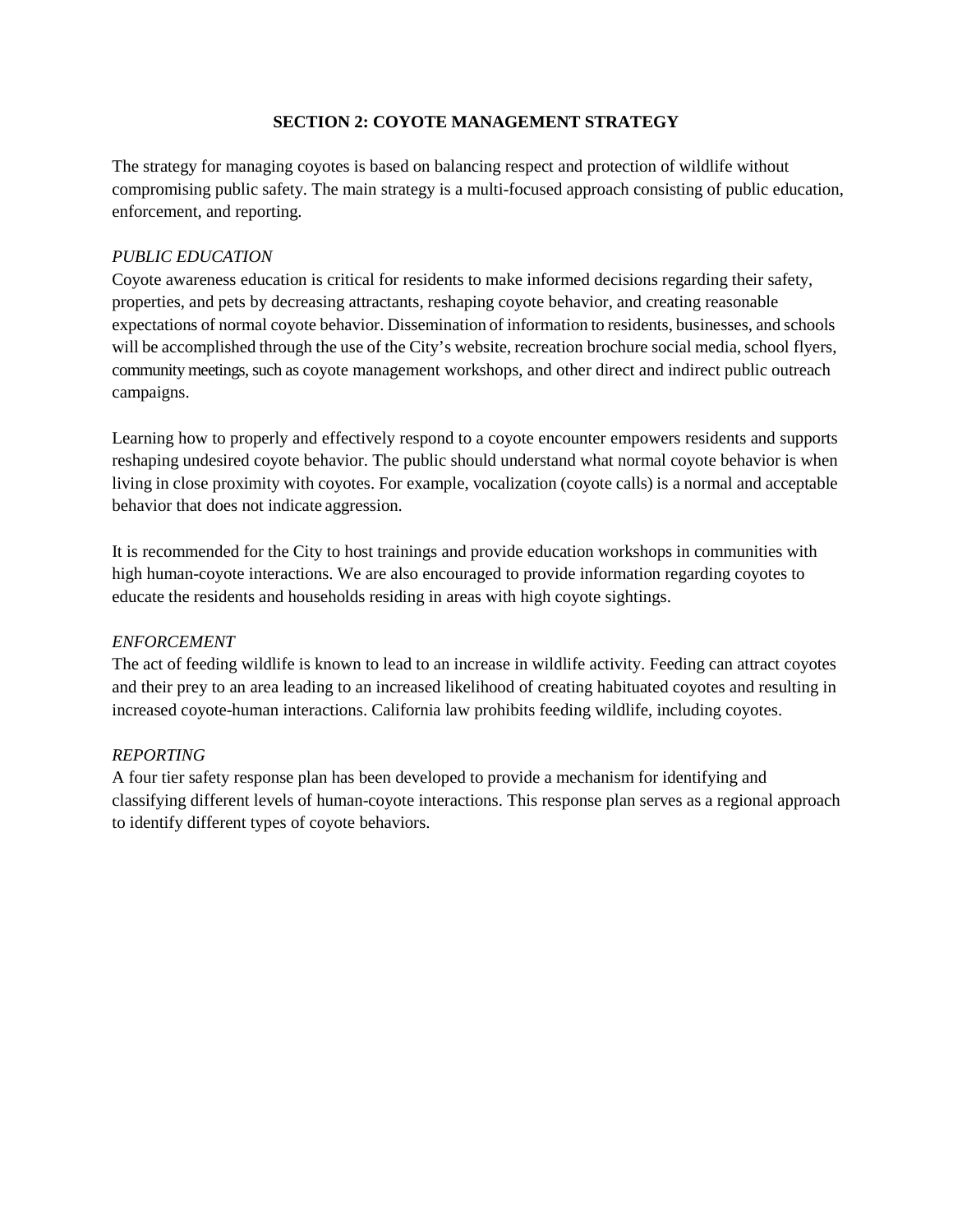## SECTION 2: COYOTE MANAGEMENT STRATEGY

The strategy for managing coyotes is based on balancing respect and protection of wildlife without compromising public safety. The main strategy is a multi-focused approach consisting of public education, enforcement, and reporting.

*PUBLIC EDUCATION*

Coyote awareness education is critical for residents to make informed decisions regarding their safety, properties, and pets by decreasing attractants, reshaping coyote behavior, and creating reasonable expectations of normal coyote behavior. Dissemination of information to residents, businesses, and schools will be accomplished through the use of the City's website, recreation brochure social media, school flyers, community meetings, such as coyote management workshops, and other direct and indirect public outreach campaigns.

Learning how to properly and effectively respond to a coyote encounter empowers residents and supports reshaping undesired coyote behavior. The public should understand what normal coyote behavior is when living in close proximity with coyotes. For example, vocalization (coyote calls) is a normal and acceptable behavior that does not indicate aggression.

It is recommended for the City to host trainings and provide education workshops in communities with high human-coyote interactions. We are also encouraged to provide information regarding coyotes to educate the residents and households residing in areas with high coyote sightings.

*ENFORCEMENT*

The act of feeding wildlife is known to lead to an increase in wildlife activity. Feeding can attract coyotes and their prey to an area leading to an increased likelihood of creating habituated coyotes and resulting in increased coyote-human interactions. California law prohibits feeding wildlife, including coyotes.

*REPORTING*

A four tier safety response plan has been developed to provide a mechanism for identifying and classifying different levels of human-coyote interactions. This response plan serves as a regional approach to identify different types of coyote behaviors.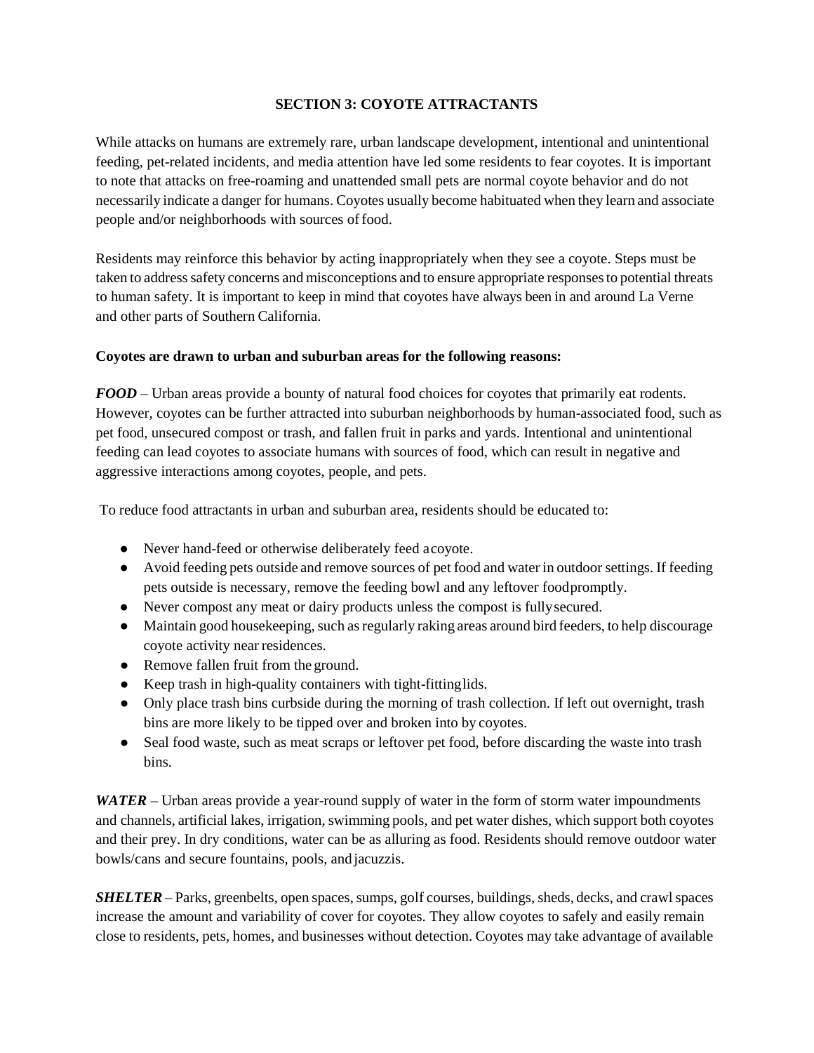## SECTION 3: COYOTE ATTRACTANTS

While attacks on humans are extremely rare, urban landscape development, intentional and unintentional feeding, pet-related incidents, and media attention have led some residents to fear coyotes. It is important to note that attacks on free-roaming and unattended small pets are normal coyote behavior and do not necessarily indicate a danger for humans. Coyotes usually become habituated when they learn and associate people and/or neighborhoods with sources of food.

Residents may reinforce this behavior by acting inappropriately when they see a coyote. Steps must be taken to address safety concerns and misconceptions and to ensure appropriate responses to potential threats to human safety. It is important to keep in mind that coyotes have always been in and around La Verne and other parts of Southern California.

**Coyotes are drawn to urban and suburban areas for the following reasons:**

***FOOD*** – Urban areas provide a bounty of natural food choices for coyotes that primarily eat rodents. However, coyotes can be further attracted into suburban neighborhoods by human-associated food, such as pet food, unsecured compost or trash, and fallen fruit in parks and yards. Intentional and unintentional feeding can lead coyotes to associate humans with sources of food, which can result in negative and aggressive interactions among coyotes, people, and pets.

To reduce food attractants in urban and suburban area, residents should be educated to:

- Never hand-feed or otherwise deliberately feed a coyote.
- Avoid feeding pets outside and remove sources of pet food and water in outdoor settings. If feeding pets outside is necessary, remove the feeding bowl and any leftover food promptly.
- Never compost any meat or dairy products unless the compost is fully secured.
- Maintain good housekeeping, such as regularly raking areas around bird feeders, to help discourage coyote activity near residences.
- Remove fallen fruit from the ground.
- Keep trash in high-quality containers with tight-fitting lids.
- Only place trash bins curbside during the morning of trash collection. If left out overnight, trash bins are more likely to be tipped over and broken into by coyotes.
- Seal food waste, such as meat scraps or leftover pet food, before discarding the waste into trash bins.

***WATER*** – Urban areas provide a year-round supply of water in the form of storm water impoundments and channels, artificial lakes, irrigation, swimming pools, and pet water dishes, which support both coyotes and their prey. In dry conditions, water can be as alluring as food. Residents should remove outdoor water bowls/cans and secure fountains, pools, and jacuzzis.

***SHELTER*** – Parks, greenbelts, open spaces, sumps, golf courses, buildings, sheds, decks, and crawl spaces increase the amount and variability of cover for coyotes. They allow coyotes to safely and easily remain close to residents, pets, homes, and businesses without detection. Coyotes may take advantage of available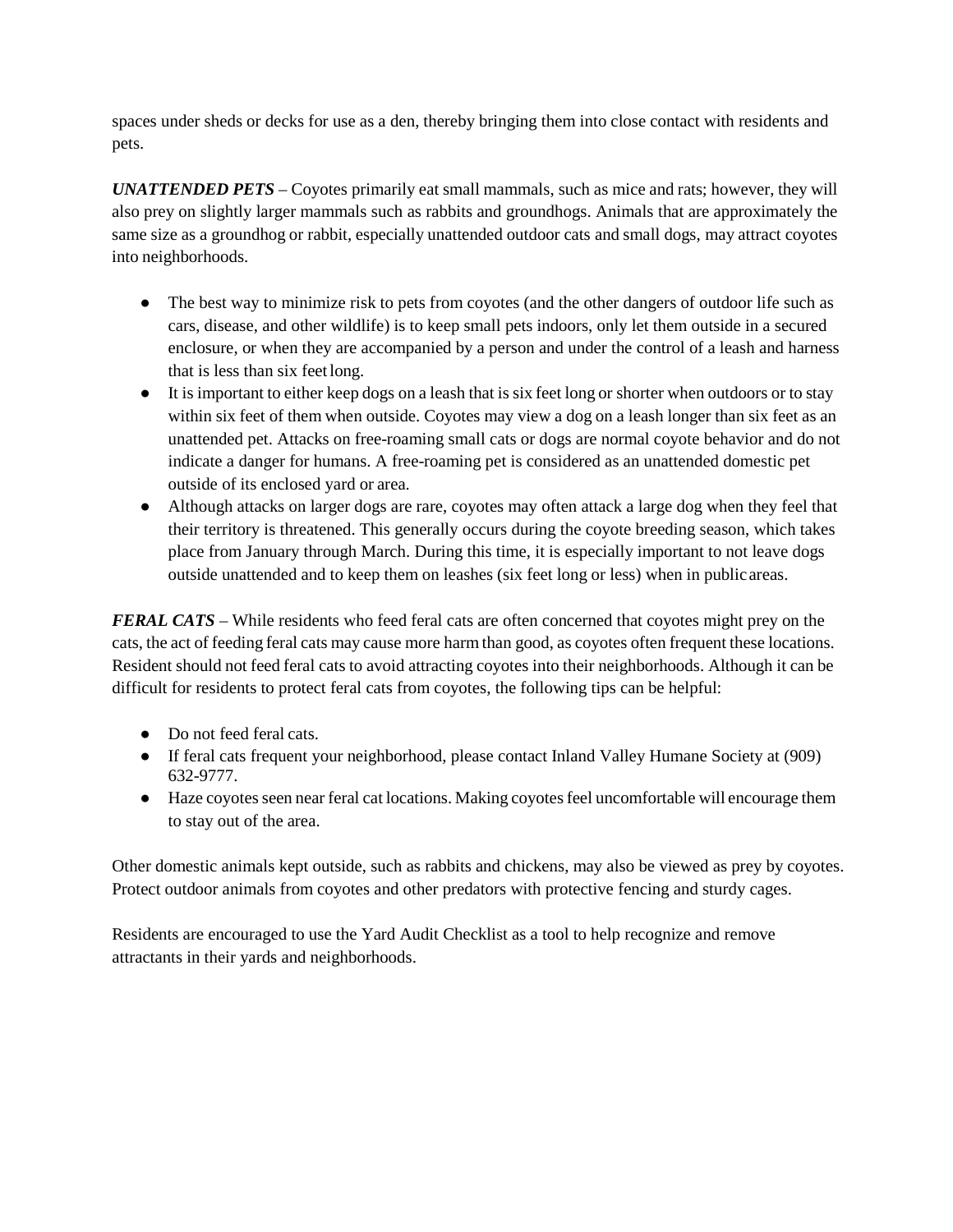spaces under sheds or decks for use as a den, thereby bringing them into close contact with residents and pets.

***UNATTENDED PETS*** – Coyotes primarily eat small mammals, such as mice and rats; however, they will also prey on slightly larger mammals such as rabbits and groundhogs. Animals that are approximately the same size as a groundhog or rabbit, especially unattended outdoor cats and small dogs, may attract coyotes into neighborhoods.

- The best way to minimize risk to pets from coyotes (and the other dangers of outdoor life such as cars, disease, and other wildlife) is to keep small pets indoors, only let them outside in a secured enclosure, or when they are accompanied by a person and under the control of a leash and harness that is less than six feet long.
- It is important to either keep dogs on a leash that is six feet long or shorter when outdoors or to stay within six feet of them when outside. Coyotes may view a dog on a leash longer than six feet as an unattended pet. Attacks on free-roaming small cats or dogs are normal coyote behavior and do not indicate a danger for humans. A free-roaming pet is considered as an unattended domestic pet outside of its enclosed yard or area.
- Although attacks on larger dogs are rare, coyotes may often attack a large dog when they feel that their territory is threatened. This generally occurs during the coyote breeding season, which takes place from January through March. During this time, it is especially important to not leave dogs outside unattended and to keep them on leashes (six feet long or less) when in public areas.

***FERAL CATS*** – While residents who feed feral cats are often concerned that coyotes might prey on the cats, the act of feeding feral cats may cause more harm than good, as coyotes often frequent these locations. Resident should not feed feral cats to avoid attracting coyotes into their neighborhoods. Although it can be difficult for residents to protect feral cats from coyotes, the following tips can be helpful:

- Do not feed feral cats.
- If feral cats frequent your neighborhood, please contact Inland Valley Humane Society at (909) 632-9777.
- Haze coyotes seen near feral cat locations. Making coyotes feel uncomfortable will encourage them to stay out of the area.

Other domestic animals kept outside, such as rabbits and chickens, may also be viewed as prey by coyotes. Protect outdoor animals from coyotes and other predators with protective fencing and sturdy cages.

Residents are encouraged to use the Yard Audit Checklist as a tool to help recognize and remove attractants in their yards and neighborhoods.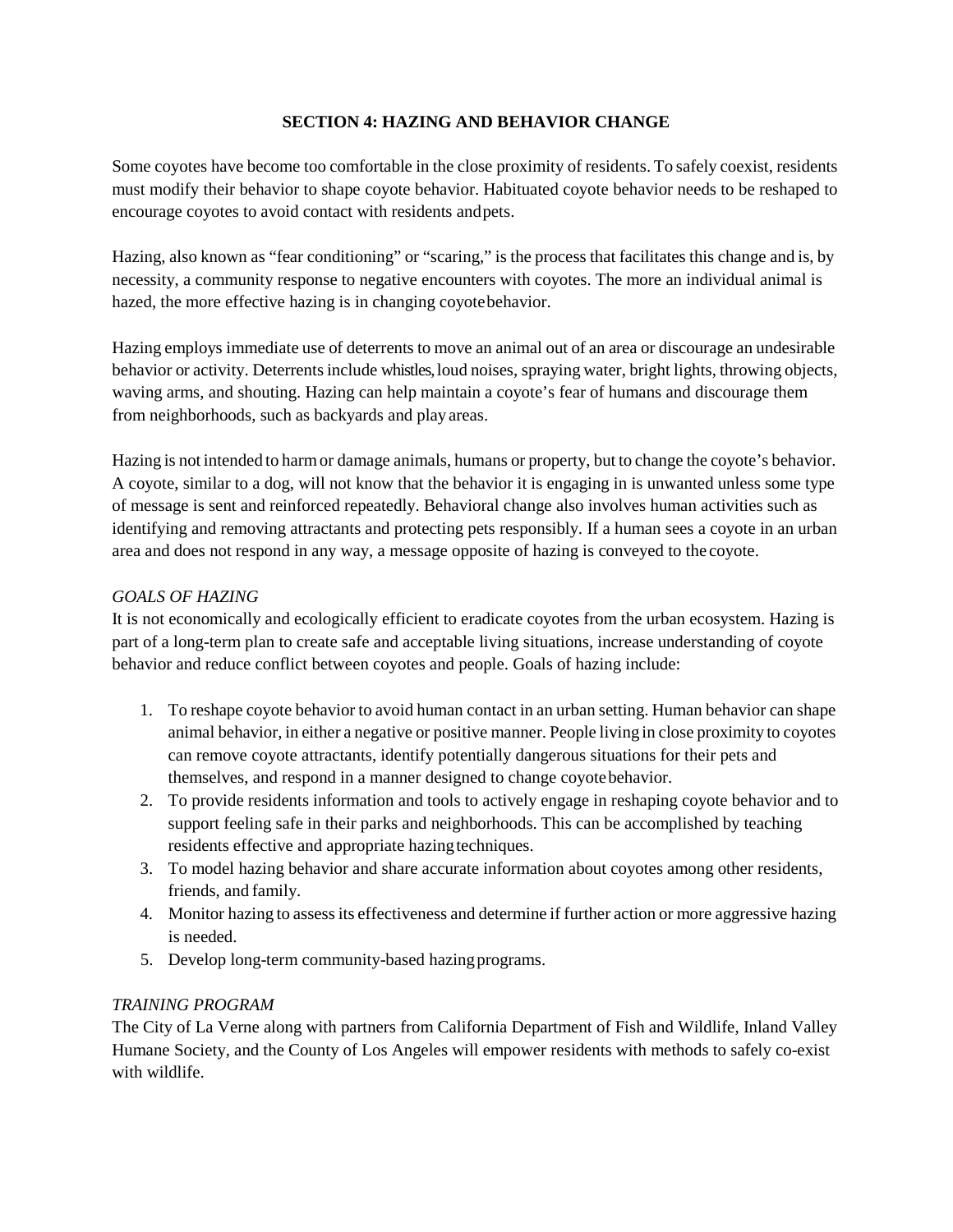## SECTION 4: HAZING AND BEHAVIOR CHANGE

Some coyotes have become too comfortable in the close proximity of residents. To safely coexist, residents must modify their behavior to shape coyote behavior. Habituated coyote behavior needs to be reshaped to encourage coyotes to avoid contact with residents and pets.

Hazing, also known as "fear conditioning" or "scaring," is the process that facilitates this change and is, by necessity, a community response to negative encounters with coyotes. The more an individual animal is hazed, the more effective hazing is in changing coyote behavior.

Hazing employs immediate use of deterrents to move an animal out of an area or discourage an undesirable behavior or activity. Deterrents include whistles, loud noises, spraying water, bright lights, throwing objects, waving arms, and shouting. Hazing can help maintain a coyote's fear of humans and discourage them from neighborhoods, such as backyards and play areas.

Hazing is not intended to harm or damage animals, humans or property, but to change the coyote's behavior. A coyote, similar to a dog, will not know that the behavior it is engaging in is unwanted unless some type of message is sent and reinforced repeatedly. Behavioral change also involves human activities such as identifying and removing attractants and protecting pets responsibly. If a human sees a coyote in an urban area and does not respond in any way, a message opposite of hazing is conveyed to the coyote.

### *GOALS OF HAZING*

It is not economically and ecologically efficient to eradicate coyotes from the urban ecosystem. Hazing is part of a long-term plan to create safe and acceptable living situations, increase understanding of coyote behavior and reduce conflict between coyotes and people. Goals of hazing include:

1. To reshape coyote behavior to avoid human contact in an urban setting. Human behavior can shape animal behavior, in either a negative or positive manner. People living in close proximity to coyotes can remove coyote attractants, identify potentially dangerous situations for their pets and themselves, and respond in a manner designed to change coyote behavior.
2. To provide residents information and tools to actively engage in reshaping coyote behavior and to support feeling safe in their parks and neighborhoods. This can be accomplished by teaching residents effective and appropriate hazing techniques.
3. To model hazing behavior and share accurate information about coyotes among other residents, friends, and family.
4. Monitor hazing to assess its effectiveness and determine if further action or more aggressive hazing is needed.
5. Develop long-term community-based hazing programs.

### *TRAINING PROGRAM*

The City of La Verne along with partners from California Department of Fish and Wildlife, Inland Valley Humane Society, and the County of Los Angeles will empower residents with methods to safely co-exist with wildlife.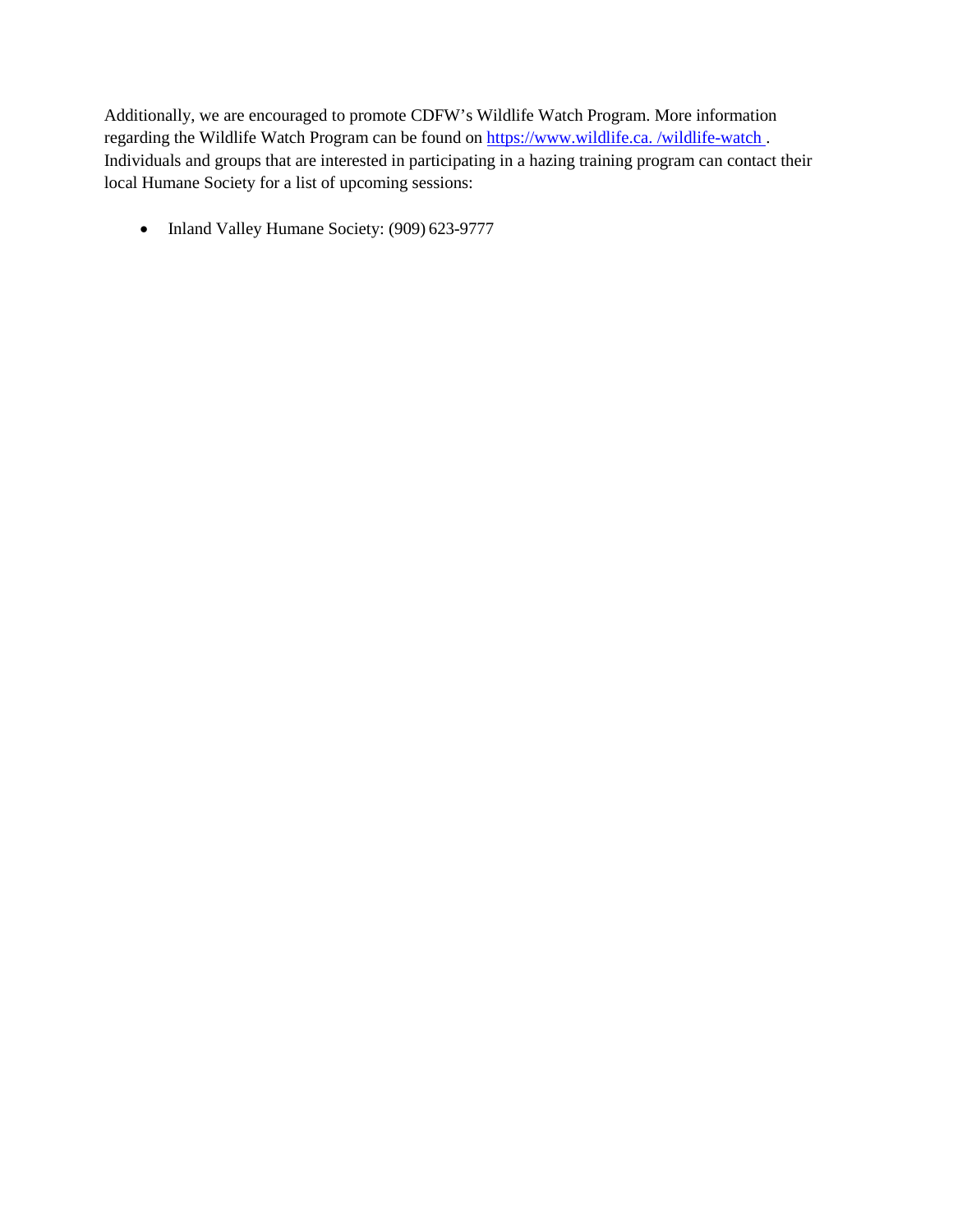Additionally, we are encouraged to promote CDFW's Wildlife Watch Program. More information regarding the Wildlife Watch Program can be found on [https://www.wildlife.ca. /wildlife-watch ](https://www.wildlife.ca./wildlife-watch). Individuals and groups that are interested in participating in a hazing training program can contact their local Humane Society for a list of upcoming sessions:

- Inland Valley Humane Society: (909) 623-9777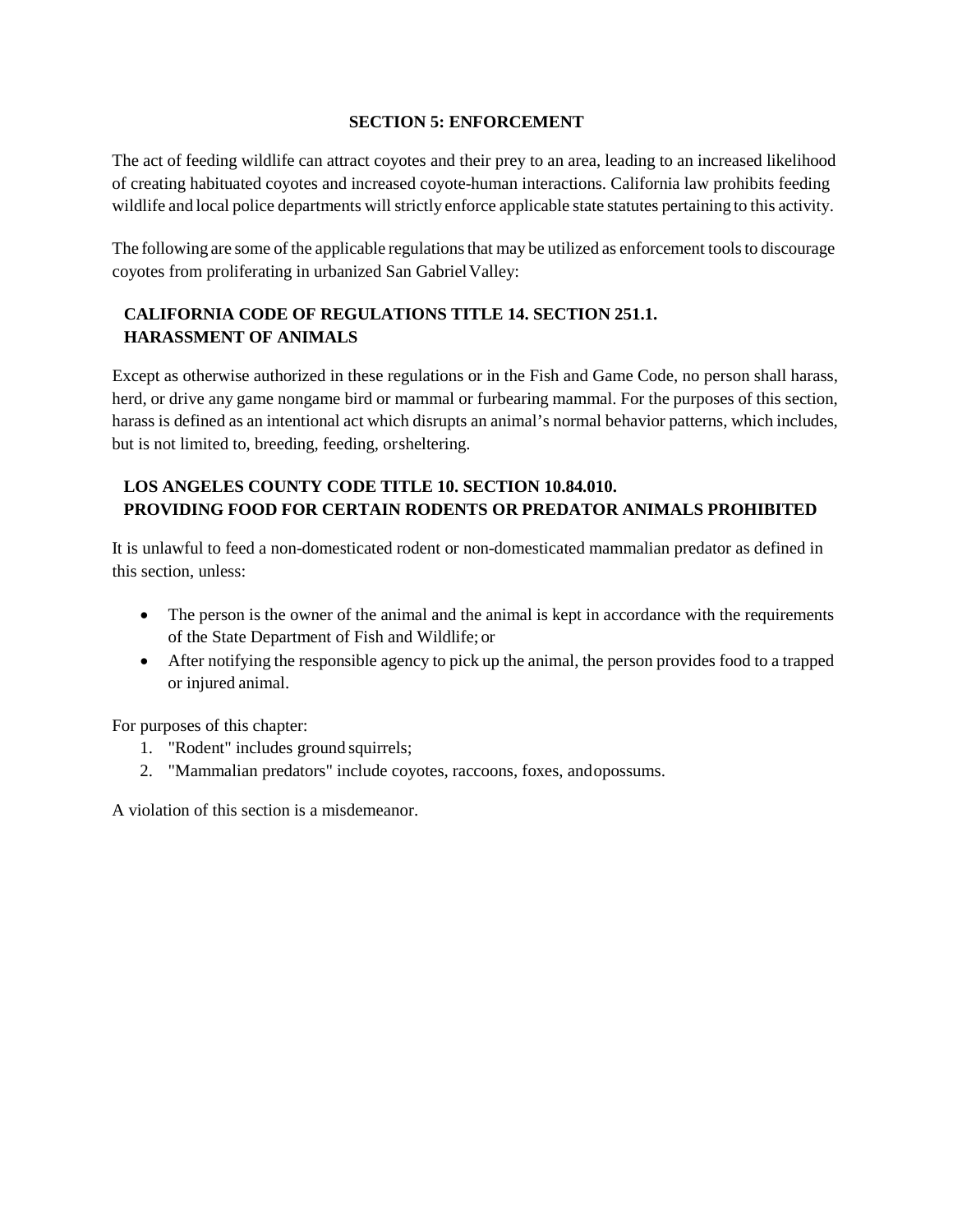## SECTION 5: ENFORCEMENT

The act of feeding wildlife can attract coyotes and their prey to an area, leading to an increased likelihood of creating habituated coyotes and increased coyote-human interactions. California law prohibits feeding wildlife and local police departments will strictly enforce applicable state statutes pertaining to this activity.

The following are some of the applicable regulations that may be utilized as enforcement tools to discourage coyotes from proliferating in urbanized San Gabriel Valley:

### CALIFORNIA CODE OF REGULATIONS TITLE 14. SECTION 251.1. HARASSMENT OF ANIMALS

Except as otherwise authorized in these regulations or in the Fish and Game Code, no person shall harass, herd, or drive any game nongame bird or mammal or furbearing mammal. For the purposes of this section, harass is defined as an intentional act which disrupts an animal's normal behavior patterns, which includes, but is not limited to, breeding, feeding, or sheltering.

### LOS ANGELES COUNTY CODE TITLE 10. SECTION 10.84.010. PROVIDING FOOD FOR CERTAIN RODENTS OR PREDATOR ANIMALS PROHIBITED

It is unlawful to feed a non-domesticated rodent or non-domesticated mammalian predator as defined in this section, unless:

- The person is the owner of the animal and the animal is kept in accordance with the requirements of the State Department of Fish and Wildlife; or
- After notifying the responsible agency to pick up the animal, the person provides food to a trapped or injured animal.

For purposes of this chapter:

1. "Rodent" includes ground squirrels;
2. "Mammalian predators" include coyotes, raccoons, foxes, and opossums.

A violation of this section is a misdemeanor.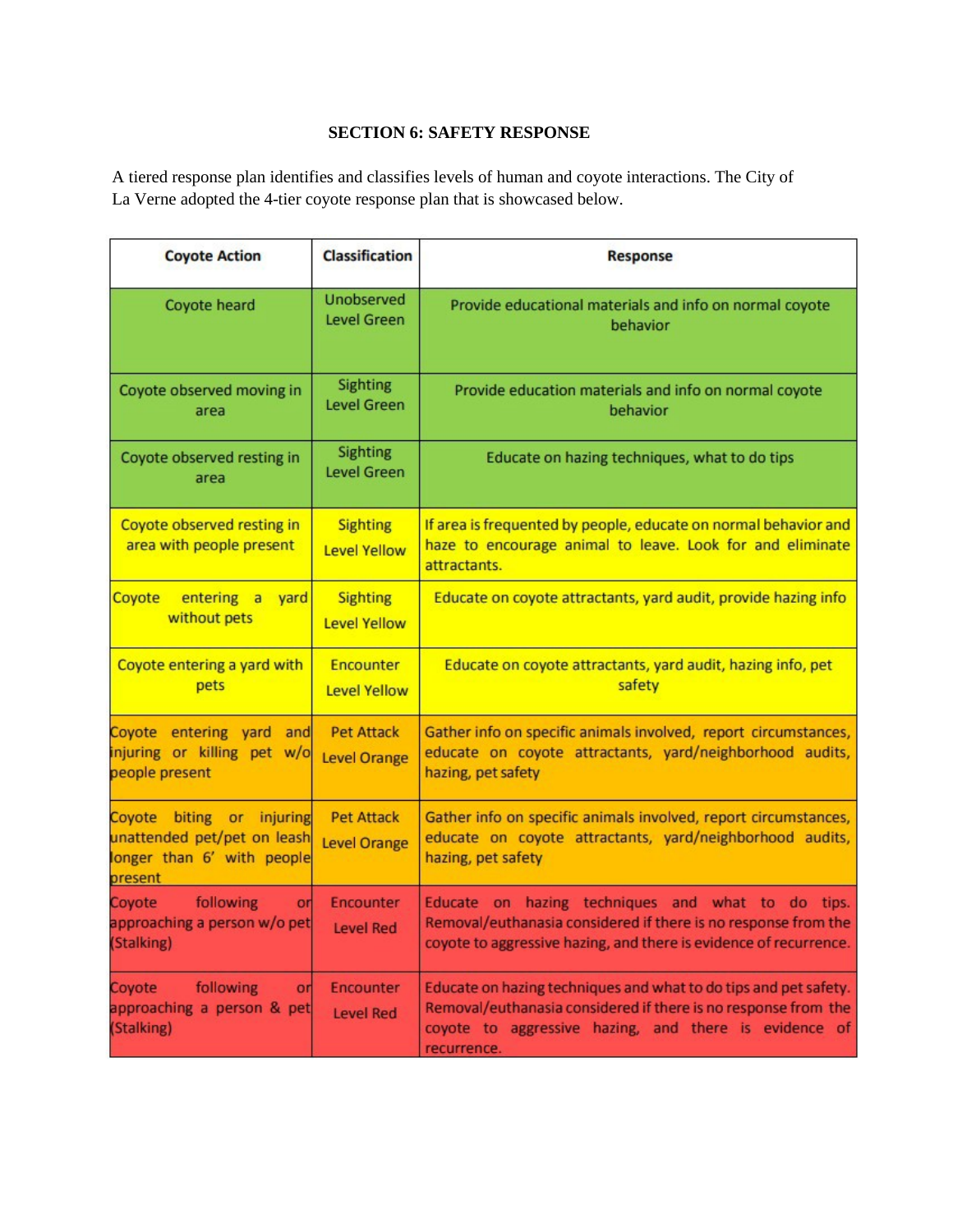### SECTION 6: SAFETY RESPONSE

A tiered response plan identifies and classifies levels of human and coyote interactions. The City of La Verne adopted the 4-tier coyote response plan that is showcased below.

| Coyote Action | Classification | Response |
| --- | --- | --- |
| Coyote heard | Unobserved Level Green | Provide educational materials and info on normal coyote behavior |
| Coyote observed moving in area | Sighting Level Green | Provide education materials and info on normal coyote behavior |
| Coyote observed resting in area | Sighting Level Green | Educate on hazing techniques, what to do tips |
| Coyote observed resting in area with people present | Sighting Level Yellow | If area is frequented by people, educate on normal behavior and haze to encourage animal to leave. Look for and eliminate attractants. |
| Coyote entering a yard without pets | Sighting Level Yellow | Educate on coyote attractants, yard audit, provide hazing info |
| Coyote entering a yard with pets | Encounter Level Yellow | Educate on coyote attractants, yard audit, hazing info, pet safety |
| Coyote entering yard and injuring or killing pet w/o people present | Pet Attack Level Orange | Gather info on specific animals involved, report circumstances, educate on coyote attractants, yard/neighborhood audits, hazing, pet safety |
| Coyote biting or injuring unattended pet/pet on leash longer than 6' with people present | Pet Attack Level Orange | Gather info on specific animals involved, report circumstances, educate on coyote attractants, yard/neighborhood audits, hazing, pet safety |
| Coyote following or approaching a person w/o pet (Stalking) | Encounter Level Red | Educate on hazing techniques and what to do tips. Removal/euthanasia considered if there is no response from the coyote to aggressive hazing, and there is evidence of recurrence. |
| Coyote following or approaching a person & pet (Stalking) | Encounter Level Red | Educate on hazing techniques and what to do tips and pet safety. Removal/euthanasia considered if there is no response from the coyote to aggressive hazing, and there is evidence of recurrence. |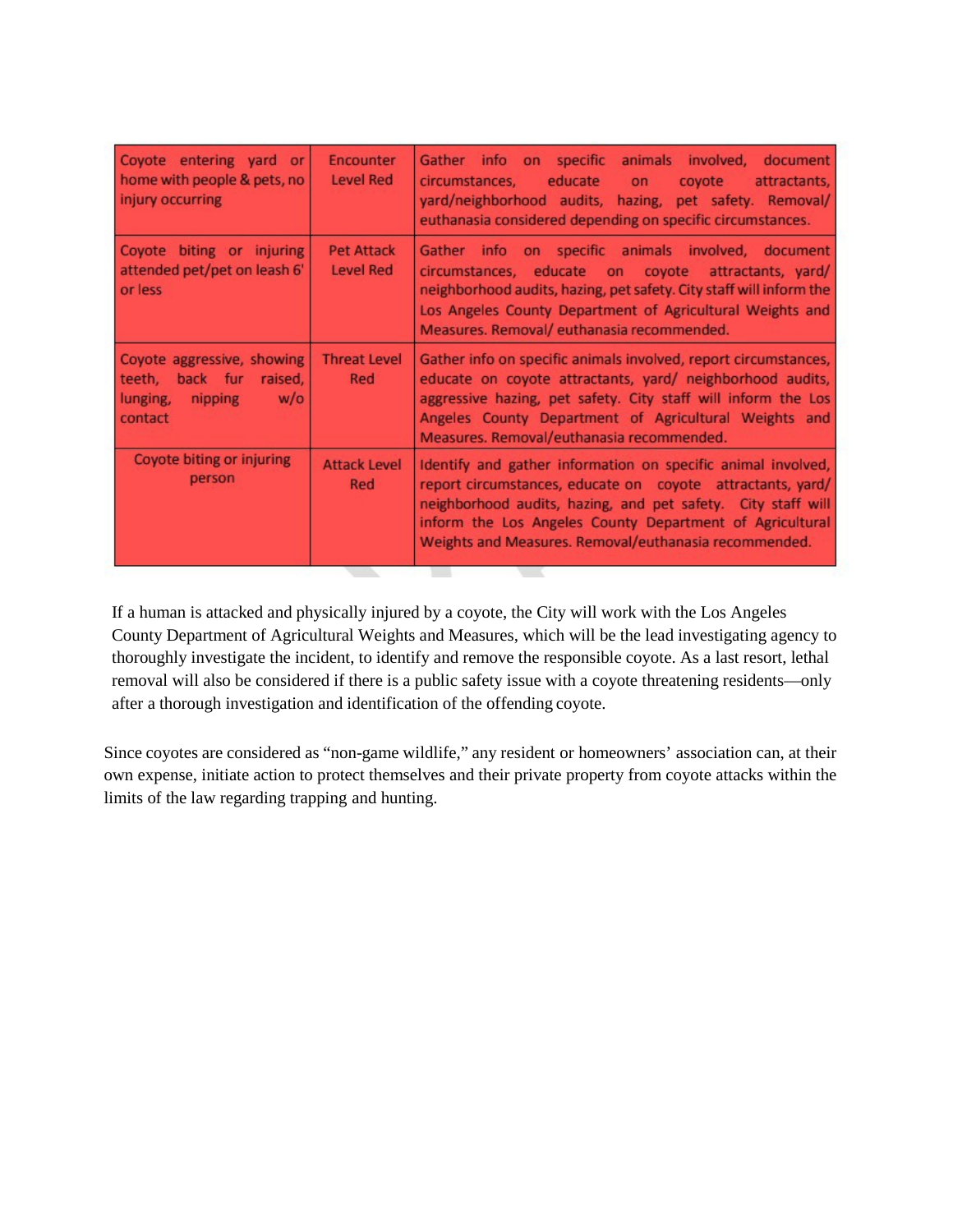| Coyote entering yard or home with people & pets, no injury occurring | Encounter Level Red | Gather info on specific animals involved, document circumstances, educate on coyote attractants, yard/neighborhood audits, hazing, pet safety. Removal/ euthanasia considered depending on specific circumstances. |
|---|---|---|
| Coyote biting or injuring attended pet/pet on leash 6' or less | Pet Attack Level Red | Gather info on specific animals involved, document circumstances, educate on coyote attractants, yard/ neighborhood audits, hazing, pet safety. City staff will inform the Los Angeles County Department of Agricultural Weights and Measures. Removal/ euthanasia recommended. |
| Coyote aggressive, showing teeth, back fur raised, lunging, nipping w/o contact | Threat Level Red | Gather info on specific animals involved, report circumstances, educate on coyote attractants, yard/ neighborhood audits, aggressive hazing, pet safety. City staff will inform the Los Angeles County Department of Agricultural Weights and Measures. Removal/euthanasia recommended. |
| Coyote biting or injuring person | Attack Level Red | Identify and gather information on specific animal involved, report circumstances, educate on coyote attractants, yard/ neighborhood audits, hazing, and pet safety. City staff will inform the Los Angeles County Department of Agricultural Weights and Measures. Removal/euthanasia recommended. |

If a human is attacked and physically injured by a coyote, the City will work with the Los Angeles County Department of Agricultural Weights and Measures, which will be the lead investigating agency to thoroughly investigate the incident, to identify and remove the responsible coyote. As a last resort, lethal removal will also be considered if there is a public safety issue with a coyote threatening residents—only after a thorough investigation and identification of the offending coyote.

Since coyotes are considered as "non-game wildlife," any resident or homeowners' association can, at their own expense, initiate action to protect themselves and their private property from coyote attacks within the limits of the law regarding trapping and hunting.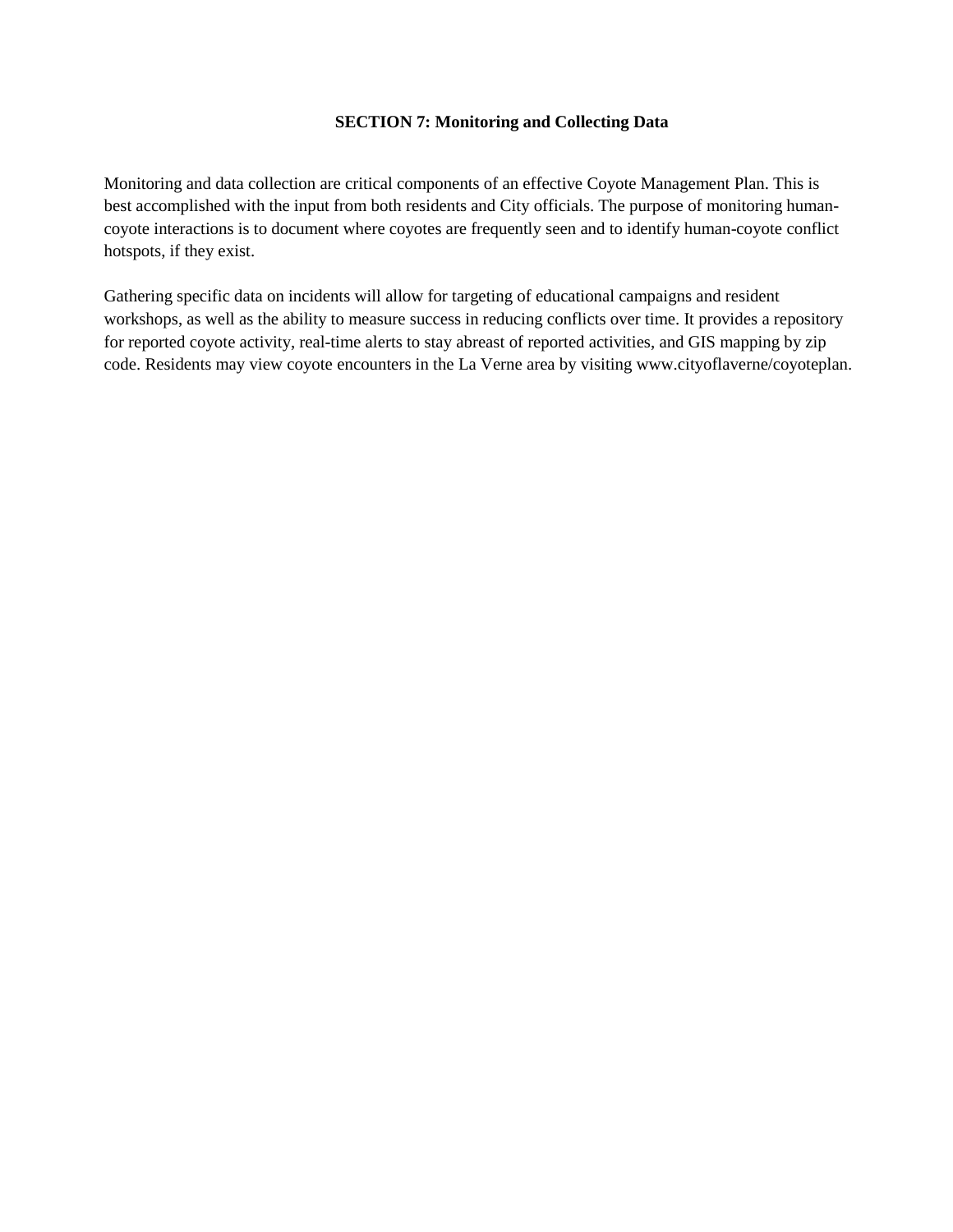## SECTION 7: Monitoring and Collecting Data

Monitoring and data collection are critical components of an effective Coyote Management Plan. This is best accomplished with the input from both residents and City officials. The purpose of monitoring human-coyote interactions is to document where coyotes are frequently seen and to identify human-coyote conflict hotspots, if they exist.

Gathering specific data on incidents will allow for targeting of educational campaigns and resident workshops, as well as the ability to measure success in reducing conflicts over time. It provides a repository for reported coyote activity, real-time alerts to stay abreast of reported activities, and GIS mapping by zip code. Residents may view coyote encounters in the La Verne area by visiting www.cityoflaverne/coyoteplan.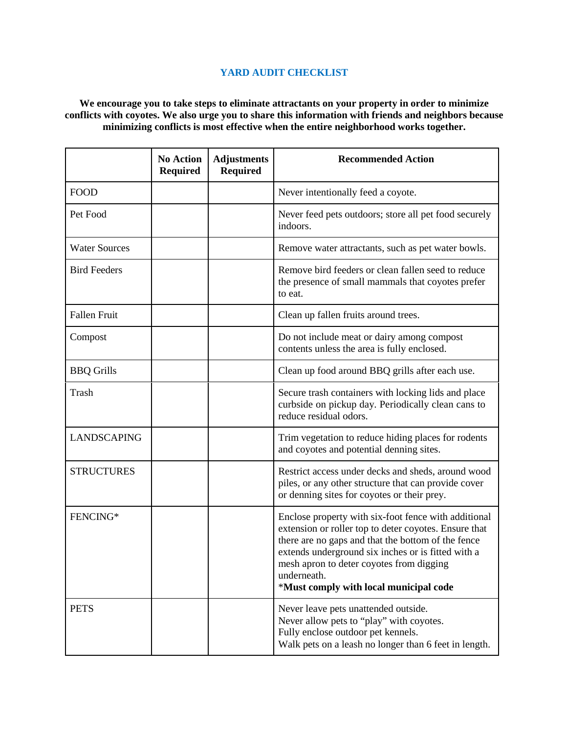## YARD AUDIT CHECKLIST

**We encourage you to take steps to eliminate attractants on your property in order to minimize conflicts with coyotes. We also urge you to share this information with friends and neighbors because minimizing conflicts is most effective when the entire neighborhood works together.**

| | No Action Required | Adjustments Required | Recommended Action |
|---|---|---|---|
| FOOD | | | Never intentionally feed a coyote. |
| Pet Food | | | Never feed pets outdoors; store all pet food securely indoors. |
| Water Sources | | | Remove water attractants, such as pet water bowls. |
| Bird Feeders | | | Remove bird feeders or clean fallen seed to reduce the presence of small mammals that coyotes prefer to eat. |
| Fallen Fruit | | | Clean up fallen fruits around trees. |
| Compost | | | Do not include meat or dairy among compost contents unless the area is fully enclosed. |
| BBQ Grills | | | Clean up food around BBQ grills after each use. |
| Trash | | | Secure trash containers with locking lids and place curbside on pickup day. Periodically clean cans to reduce residual odors. |
| LANDSCAPING | | | Trim vegetation to reduce hiding places for rodents and coyotes and potential denning sites. |
| STRUCTURES | | | Restrict access under decks and sheds, around wood piles, or any other structure that can provide cover or denning sites for coyotes or their prey. |
| FENCING* | | | Enclose property with six-foot fence with additional extension or roller top to deter coyotes. Ensure that there are no gaps and that the bottom of the fence extends underground six inches or is fitted with a mesh apron to deter coyotes from digging underneath.<br>***Must comply with local municipal code** |
| PETS | | | Never leave pets unattended outside.<br>Never allow pets to "play" with coyotes.<br>Fully enclose outdoor pet kennels.<br>Walk pets on a leash no longer than 6 feet in length. |